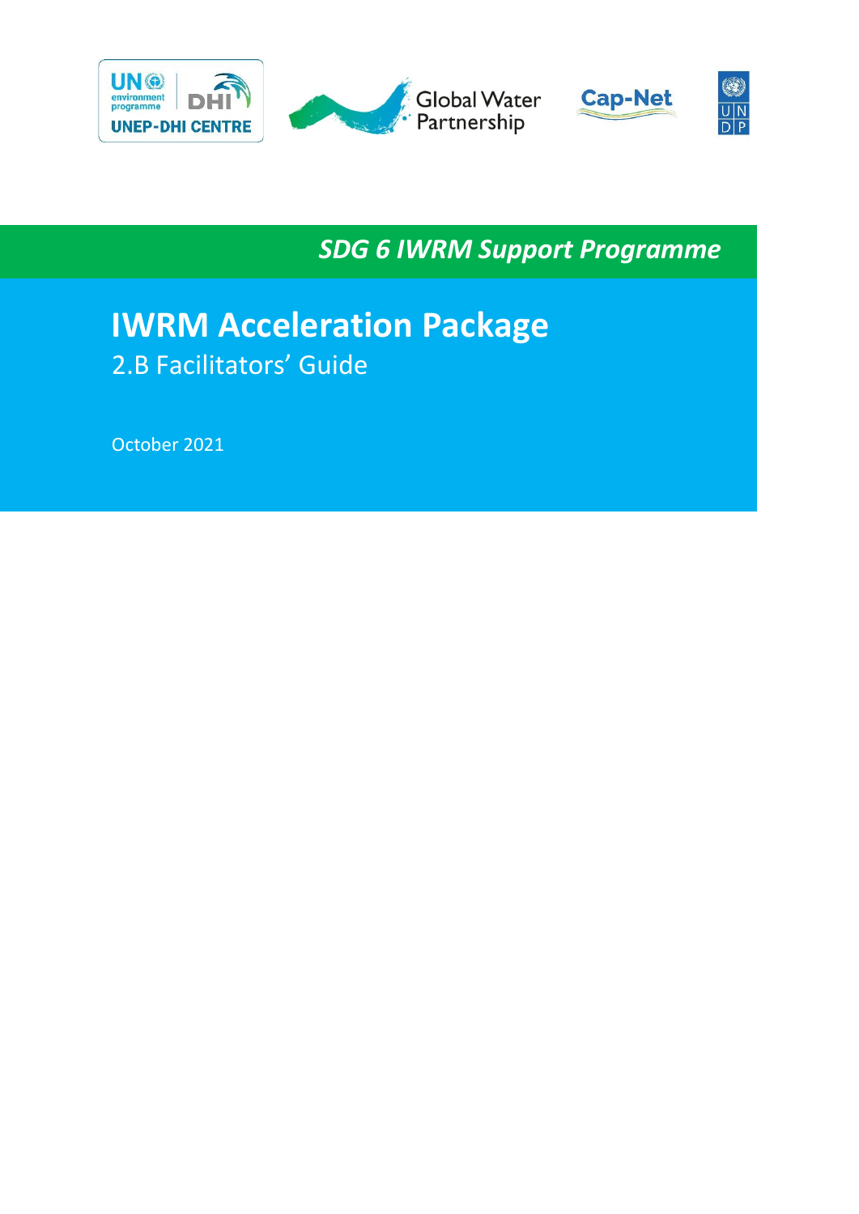UNEP-DHI CENTRE | Global Water Partnership | Cap-Net | UNDP

*SDG 6 IWRM Support Programme*

# IWRM Acceleration Package

## 2.B Facilitators' Guide

October 2021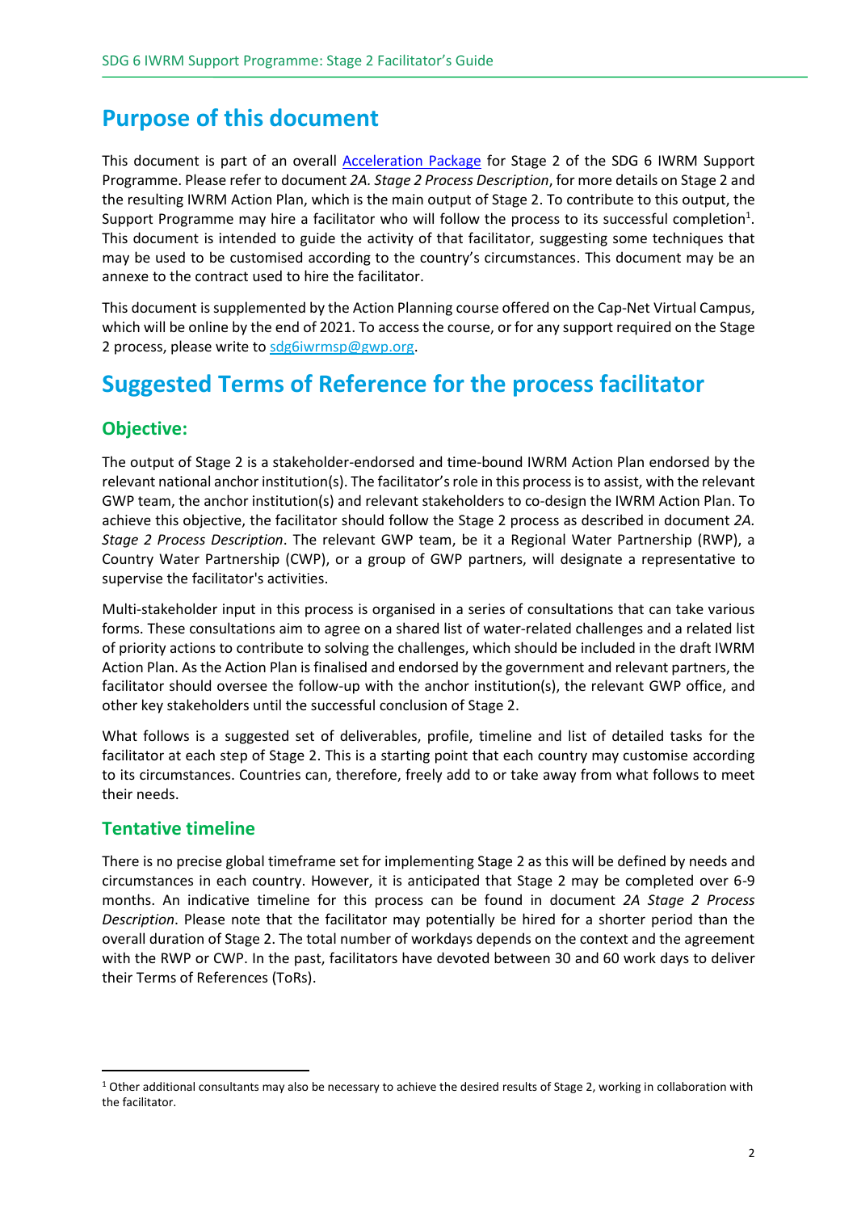# Purpose of this document

This document is part of an overall Acceleration Package for Stage 2 of the SDG 6 IWRM Support Programme. Please refer to document *2A. Stage 2 Process Description*, for more details on Stage 2 and the resulting IWRM Action Plan, which is the main output of Stage 2. To contribute to this output, the Support Programme may hire a facilitator who will follow the process to its successful completion[1]. This document is intended to guide the activity of that facilitator, suggesting some techniques that may be used to be customised according to the country's circumstances. This document may be an annexe to the contract used to hire the facilitator.

This document is supplemented by the Action Planning course offered on the Cap-Net Virtual Campus, which will be online by the end of 2021. To access the course, or for any support required on the Stage 2 process, please write to sdg6iwrmsp@gwp.org.

# Suggested Terms of Reference for the process facilitator

## Objective:

The output of Stage 2 is a stakeholder-endorsed and time-bound IWRM Action Plan endorsed by the relevant national anchor institution(s). The facilitator's role in this process is to assist, with the relevant GWP team, the anchor institution(s) and relevant stakeholders to co-design the IWRM Action Plan. To achieve this objective, the facilitator should follow the Stage 2 process as described in document *2A. Stage 2 Process Description*. The relevant GWP team, be it a Regional Water Partnership (RWP), a Country Water Partnership (CWP), or a group of GWP partners, will designate a representative to supervise the facilitator's activities.

Multi-stakeholder input in this process is organised in a series of consultations that can take various forms. These consultations aim to agree on a shared list of water-related challenges and a related list of priority actions to contribute to solving the challenges, which should be included in the draft IWRM Action Plan. As the Action Plan is finalised and endorsed by the government and relevant partners, the facilitator should oversee the follow-up with the anchor institution(s), the relevant GWP office, and other key stakeholders until the successful conclusion of Stage 2.

What follows is a suggested set of deliverables, profile, timeline and list of detailed tasks for the facilitator at each step of Stage 2. This is a starting point that each country may customise according to its circumstances. Countries can, therefore, freely add to or take away from what follows to meet their needs.

## Tentative timeline

There is no precise global timeframe set for implementing Stage 2 as this will be defined by needs and circumstances in each country. However, it is anticipated that Stage 2 may be completed over 6-9 months. An indicative timeline for this process can be found in document *2A Stage 2 Process Description*. Please note that the facilitator may potentially be hired for a shorter period than the overall duration of Stage 2. The total number of workdays depends on the context and the agreement with the RWP or CWP. In the past, facilitators have devoted between 30 and 60 work days to deliver their Terms of References (ToRs).

[1] Other additional consultants may also be necessary to achieve the desired results of Stage 2, working in collaboration with the facilitator.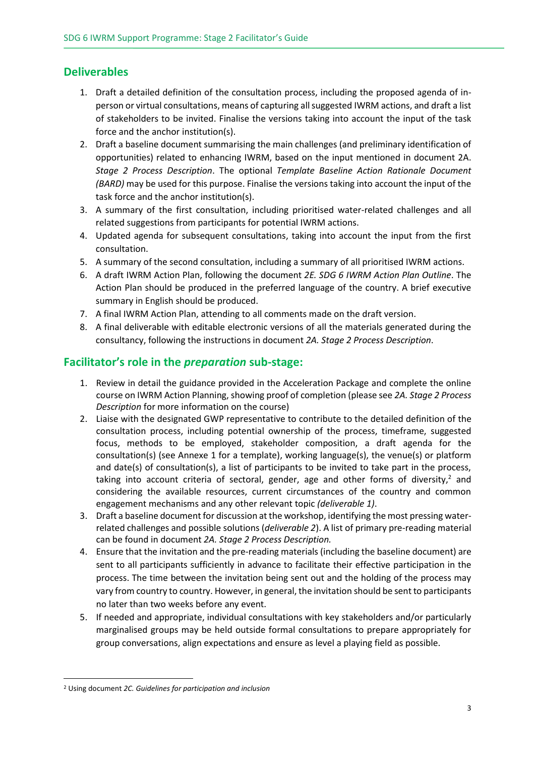## Deliverables

1. Draft a detailed definition of the consultation process, including the proposed agenda of in-person or virtual consultations, means of capturing all suggested IWRM actions, and draft a list of stakeholders to be invited. Finalise the versions taking into account the input of the task force and the anchor institution(s).
2. Draft a baseline document summarising the main challenges (and preliminary identification of opportunities) related to enhancing IWRM, based on the input mentioned in document 2A. *Stage 2 Process Description*. The optional *Template Baseline Action Rationale Document (BARD)* may be used for this purpose. Finalise the versions taking into account the input of the task force and the anchor institution(s).
3. A summary of the first consultation, including prioritised water-related challenges and all related suggestions from participants for potential IWRM actions.
4. Updated agenda for subsequent consultations, taking into account the input from the first consultation.
5. A summary of the second consultation, including a summary of all prioritised IWRM actions.
6. A draft IWRM Action Plan, following the document *2E. SDG 6 IWRM Action Plan Outline*. The Action Plan should be produced in the preferred language of the country. A brief executive summary in English should be produced.
7. A final IWRM Action Plan, attending to all comments made on the draft version.
8. A final deliverable with editable electronic versions of all the materials generated during the consultancy, following the instructions in document *2A. Stage 2 Process Description*.

## Facilitator's role in the *preparation* sub-stage:

1. Review in detail the guidance provided in the Acceleration Package and complete the online course on IWRM Action Planning, showing proof of completion (please see *2A. Stage 2 Process Description* for more information on the course)
2. Liaise with the designated GWP representative to contribute to the detailed definition of the consultation process, including potential ownership of the process, timeframe, suggested focus, methods to be employed, stakeholder composition, a draft agenda for the consultation(s) (see Annexe 1 for a template), working language(s), the venue(s) or platform and date(s) of consultation(s), a list of participants to be invited to take part in the process, taking into account criteria of sectoral, gender, age and other forms of diversity,[2] and considering the available resources, current circumstances of the country and common engagement mechanisms and any other relevant topic *(deliverable 1)*.
3. Draft a baseline document for discussion at the workshop, identifying the most pressing water-related challenges and possible solutions (*deliverable 2*). A list of primary pre-reading material can be found in document *2A. Stage 2 Process Description.*
4. Ensure that the invitation and the pre-reading materials (including the baseline document) are sent to all participants sufficiently in advance to facilitate their effective participation in the process. The time between the invitation being sent out and the holding of the process may vary from country to country. However, in general, the invitation should be sent to participants no later than two weeks before any event.
5. If needed and appropriate, individual consultations with key stakeholders and/or particularly marginalised groups may be held outside formal consultations to prepare appropriately for group conversations, align expectations and ensure as level a playing field as possible.

---

[2] Using document *2C. Guidelines for participation and inclusion*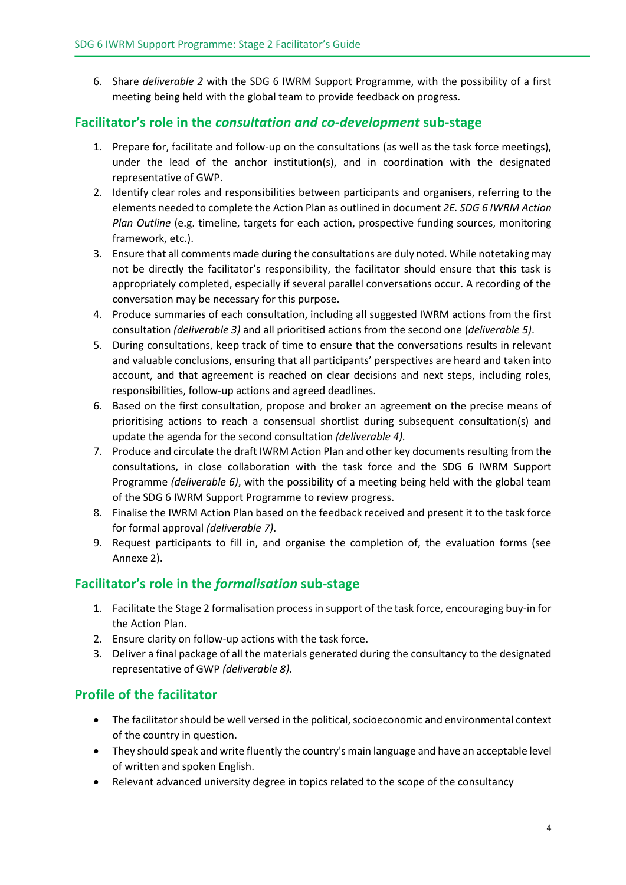6. Share *deliverable 2* with the SDG 6 IWRM Support Programme, with the possibility of a first meeting being held with the global team to provide feedback on progress.

## Facilitator's role in the *consultation and co-development* sub-stage

1. Prepare for, facilitate and follow-up on the consultations (as well as the task force meetings), under the lead of the anchor institution(s), and in coordination with the designated representative of GWP.
2. Identify clear roles and responsibilities between participants and organisers, referring to the elements needed to complete the Action Plan as outlined in document *2E. SDG 6 IWRM Action Plan Outline* (e.g. timeline, targets for each action, prospective funding sources, monitoring framework, etc.).
3. Ensure that all comments made during the consultations are duly noted. While notetaking may not be directly the facilitator's responsibility, the facilitator should ensure that this task is appropriately completed, especially if several parallel conversations occur. A recording of the conversation may be necessary for this purpose.
4. Produce summaries of each consultation, including all suggested IWRM actions from the first consultation *(deliverable 3)* and all prioritised actions from the second one (*deliverable 5)*.
5. During consultations, keep track of time to ensure that the conversations results in relevant and valuable conclusions, ensuring that all participants' perspectives are heard and taken into account, and that agreement is reached on clear decisions and next steps, including roles, responsibilities, follow-up actions and agreed deadlines.
6. Based on the first consultation, propose and broker an agreement on the precise means of prioritising actions to reach a consensual shortlist during subsequent consultation(s) and update the agenda for the second consultation *(deliverable 4).*
7. Produce and circulate the draft IWRM Action Plan and other key documents resulting from the consultations, in close collaboration with the task force and the SDG 6 IWRM Support Programme *(deliverable 6)*, with the possibility of a meeting being held with the global team of the SDG 6 IWRM Support Programme to review progress.
8. Finalise the IWRM Action Plan based on the feedback received and present it to the task force for formal approval *(deliverable 7)*.
9. Request participants to fill in, and organise the completion of, the evaluation forms (see Annexe 2).

## Facilitator's role in the *formalisation* sub-stage

1. Facilitate the Stage 2 formalisation process in support of the task force, encouraging buy-in for the Action Plan.
2. Ensure clarity on follow-up actions with the task force.
3. Deliver a final package of all the materials generated during the consultancy to the designated representative of GWP *(deliverable 8)*.

## Profile of the facilitator

- The facilitator should be well versed in the political, socioeconomic and environmental context of the country in question.
- They should speak and write fluently the country's main language and have an acceptable level of written and spoken English.
- Relevant advanced university degree in topics related to the scope of the consultancy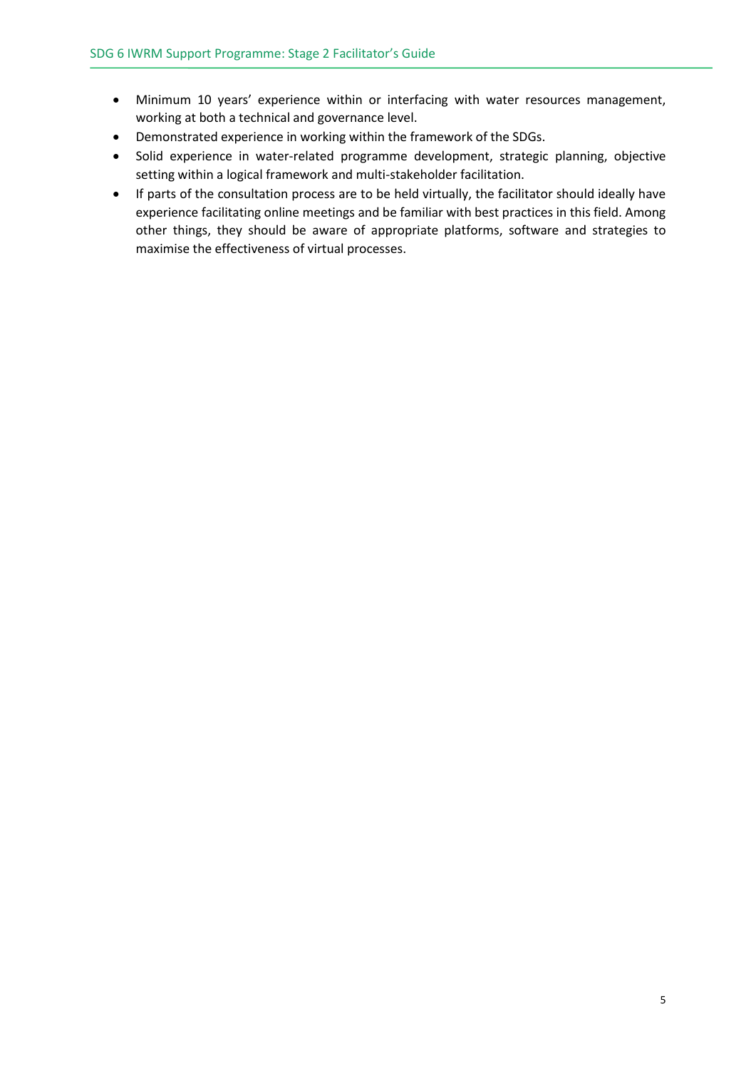- Minimum 10 years' experience within or interfacing with water resources management, working at both a technical and governance level.
- Demonstrated experience in working within the framework of the SDGs.
- Solid experience in water-related programme development, strategic planning, objective setting within a logical framework and multi-stakeholder facilitation.
- If parts of the consultation process are to be held virtually, the facilitator should ideally have experience facilitating online meetings and be familiar with best practices in this field. Among other things, they should be aware of appropriate platforms, software and strategies to maximise the effectiveness of virtual processes.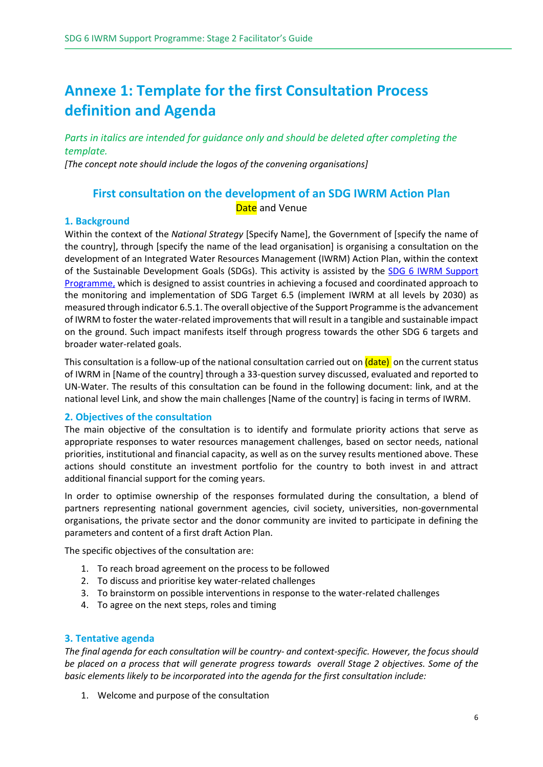# Annexe 1: Template for the first Consultation Process definition and Agenda

*Parts in italics are intended for guidance only and should be deleted after completing the template.*

*[The concept note should include the logos of the convening organisations]*

## First consultation on the development of an SDG IWRM Action Plan

Date and Venue

### 1. Background

Within the context of the *National Strategy* [Specify Name], the Government of [specify the name of the country], through [specify the name of the lead organisation] is organising a consultation on the development of an Integrated Water Resources Management (IWRM) Action Plan, within the context of the Sustainable Development Goals (SDGs). This activity is assisted by the SDG 6 IWRM Support Programme, which is designed to assist countries in achieving a focused and coordinated approach to the monitoring and implementation of SDG Target 6.5 (implement IWRM at all levels by 2030) as measured through indicator 6.5.1. The overall objective of the Support Programme is the advancement of IWRM to foster the water-related improvements that will result in a tangible and sustainable impact on the ground. Such impact manifests itself through progress towards the other SDG 6 targets and broader water-related goals.

This consultation is a follow-up of the national consultation carried out on (date) on the current status of IWRM in [Name of the country] through a 33-question survey discussed, evaluated and reported to UN-Water. The results of this consultation can be found in the following document: link, and at the national level Link, and show the main challenges [Name of the country] is facing in terms of IWRM.

### 2. Objectives of the consultation

The main objective of the consultation is to identify and formulate priority actions that serve as appropriate responses to water resources management challenges, based on sector needs, national priorities, institutional and financial capacity, as well as on the survey results mentioned above. These actions should constitute an investment portfolio for the country to both invest in and attract additional financial support for the coming years.

In order to optimise ownership of the responses formulated during the consultation, a blend of partners representing national government agencies, civil society, universities, non-governmental organisations, the private sector and the donor community are invited to participate in defining the parameters and content of a first draft Action Plan.

The specific objectives of the consultation are:

1. To reach broad agreement on the process to be followed
2. To discuss and prioritise key water-related challenges
3. To brainstorm on possible interventions in response to the water-related challenges
4. To agree on the next steps, roles and timing

### 3. Tentative agenda

*The final agenda for each consultation will be country- and context-specific. However, the focus should be placed on a process that will generate progress towards overall Stage 2 objectives. Some of the basic elements likely to be incorporated into the agenda for the first consultation include:*

1. Welcome and purpose of the consultation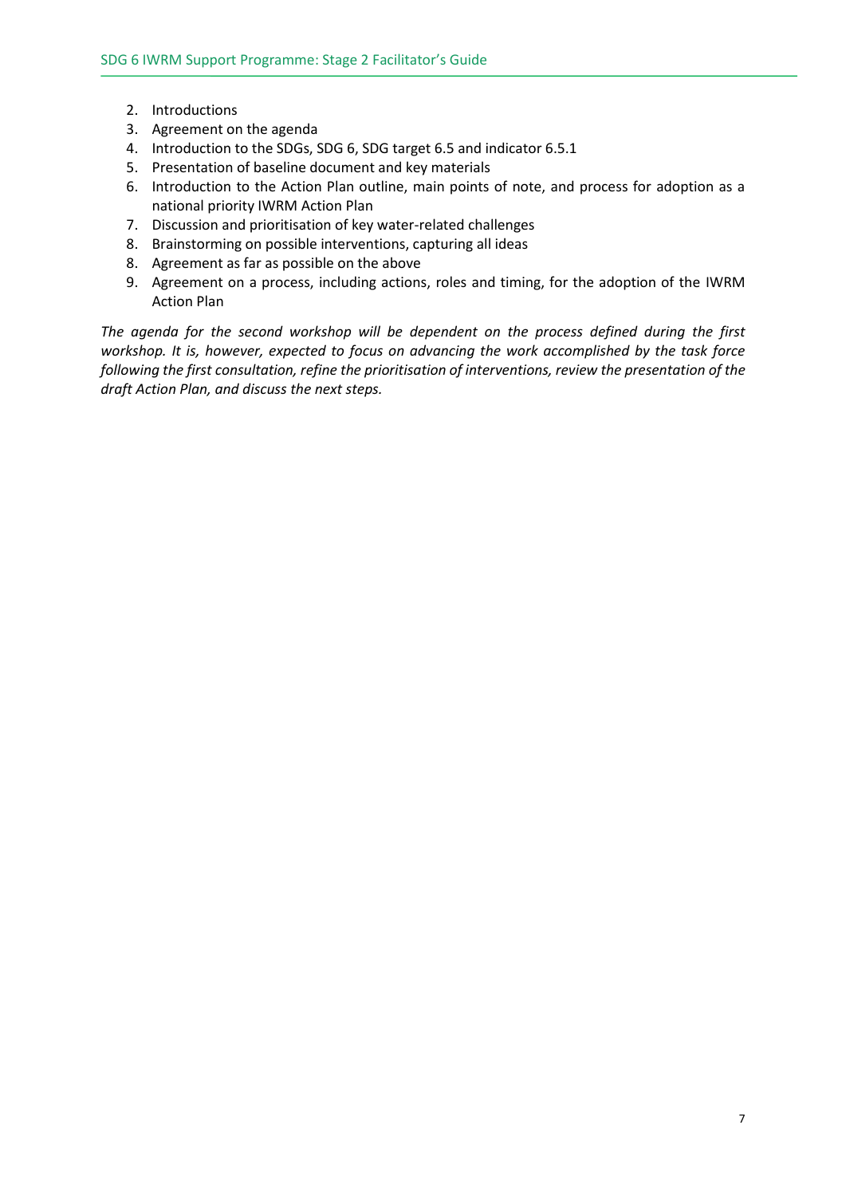2. Introductions
3. Agreement on the agenda
4. Introduction to the SDGs, SDG 6, SDG target 6.5 and indicator 6.5.1
5. Presentation of baseline document and key materials
6. Introduction to the Action Plan outline, main points of note, and process for adoption as a national priority IWRM Action Plan
7. Discussion and prioritisation of key water-related challenges
8. Brainstorming on possible interventions, capturing all ideas
8. Agreement as far as possible on the above
9. Agreement on a process, including actions, roles and timing, for the adoption of the IWRM Action Plan

*The agenda for the second workshop will be dependent on the process defined during the first workshop. It is, however, expected to focus on advancing the work accomplished by the task force following the first consultation, refine the prioritisation of interventions, review the presentation of the draft Action Plan, and discuss the next steps.*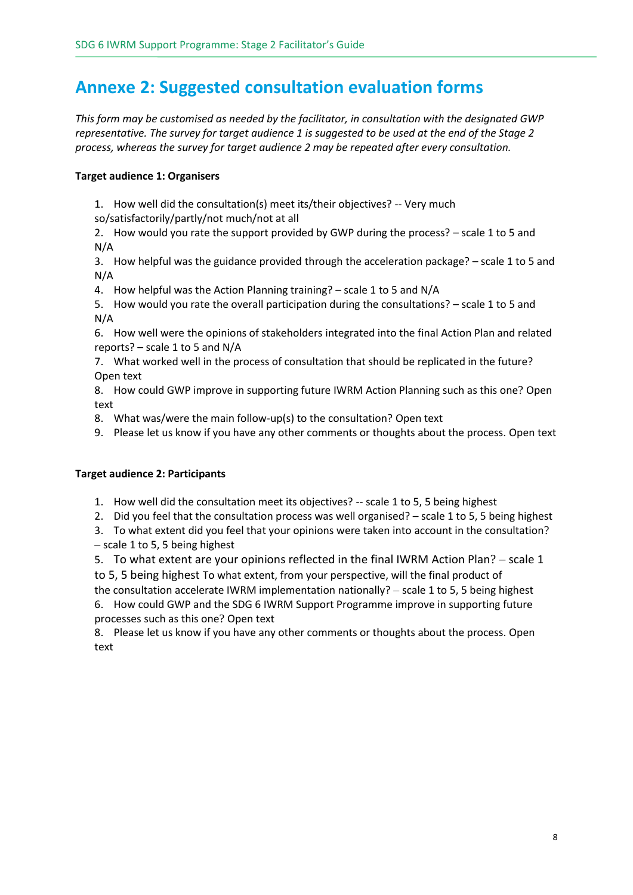# Annexe 2: Suggested consultation evaluation forms

*This form may be customised as needed by the facilitator, in consultation with the designated GWP representative. The survey for target audience 1 is suggested to be used at the end of the Stage 2 process, whereas the survey for target audience 2 may be repeated after every consultation.*

**Target audience 1: Organisers**

1. How well did the consultation(s) meet its/their objectives? -- Very much so/satisfactorily/partly/not much/not at all
2. How would you rate the support provided by GWP during the process? – scale 1 to 5 and N/A
3. How helpful was the guidance provided through the acceleration package? – scale 1 to 5 and N/A
4. How helpful was the Action Planning training? – scale 1 to 5 and N/A
5. How would you rate the overall participation during the consultations? – scale 1 to 5 and N/A
6. How well were the opinions of stakeholders integrated into the final Action Plan and related reports? – scale 1 to 5 and N/A
7. What worked well in the process of consultation that should be replicated in the future? Open text
8. How could GWP improve in supporting future IWRM Action Planning such as this one? Open text
8. What was/were the main follow-up(s) to the consultation? Open text
9. Please let us know if you have any other comments or thoughts about the process. Open text

**Target audience 2: Participants**

1. How well did the consultation meet its objectives? -- scale 1 to 5, 5 being highest
2. Did you feel that the consultation process was well organised? – scale 1 to 5, 5 being highest
3. To what extent did you feel that your opinions were taken into account in the consultation? – scale 1 to 5, 5 being highest
5. To what extent are your opinions reflected in the final IWRM Action Plan? – scale 1 to 5, 5 being highest To what extent, from your perspective, will the final product of the consultation accelerate IWRM implementation nationally? – scale 1 to 5, 5 being highest
6. How could GWP and the SDG 6 IWRM Support Programme improve in supporting future processes such as this one? Open text
8. Please let us know if you have any other comments or thoughts about the process. Open text